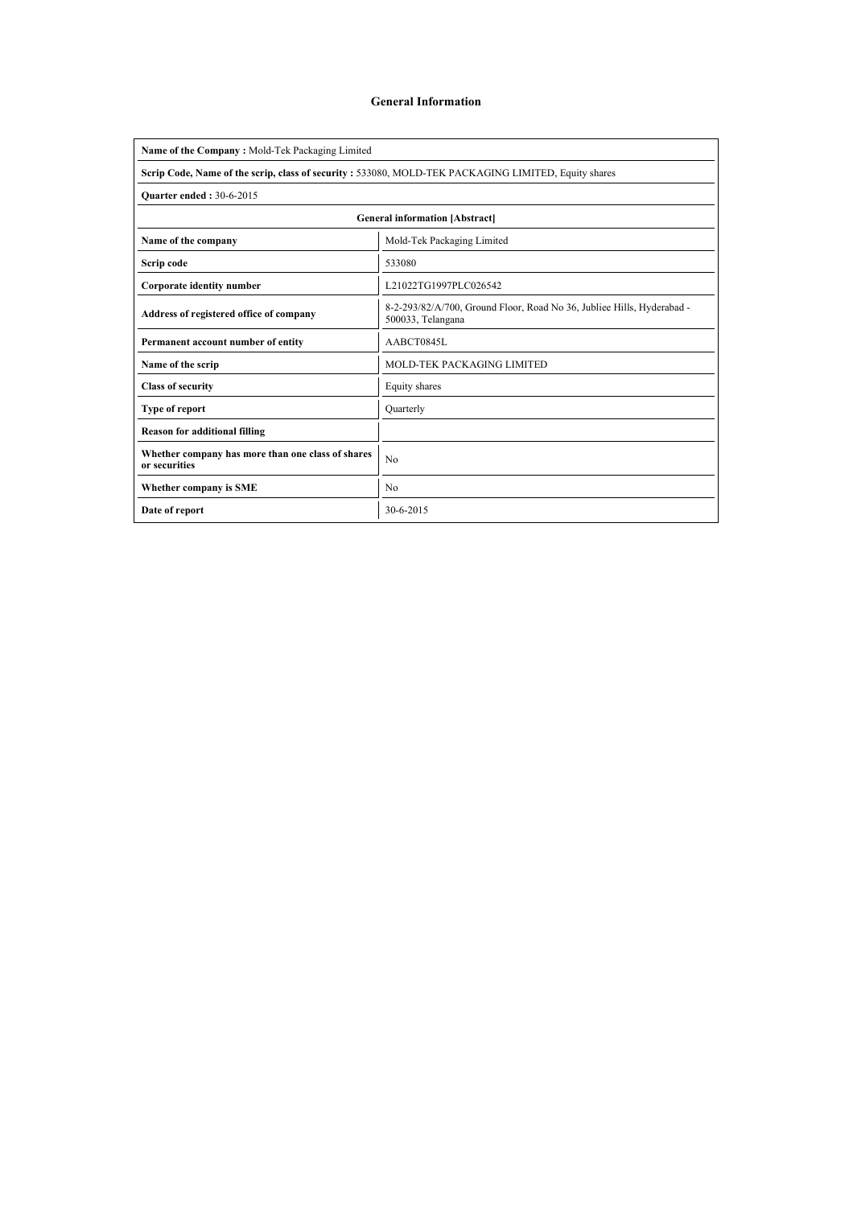# General Information

| **Name of the Company :** Mold-Tek Packaging Limited | |
|---|---|
| **Scrip Code, Name of the scrip, class of security :** 533080, MOLD-TEK PACKAGING LIMITED, Equity shares | |
| **Quarter ended :** 30-6-2015 | |
| **General information [Abstract]** | |
| **Name of the company** | Mold-Tek Packaging Limited |
| **Scrip code** | 533080 |
| **Corporate identity number** | L21022TG1997PLC026542 |
| **Address of registered office of company** | 8-2-293/82/A/700, Ground Floor, Road No 36, Jubliee Hills, Hyderabad - 500033, Telangana |
| **Permanent account number of entity** | AABCT0845L |
| **Name of the scrip** | MOLD-TEK PACKAGING LIMITED |
| **Class of security** | Equity shares |
| **Type of report** | Quarterly |
| **Reason for additional filling** | |
| **Whether company has more than one class of shares or securities** | No |
| **Whether company is SME** | No |
| **Date of report** | 30-6-2015 |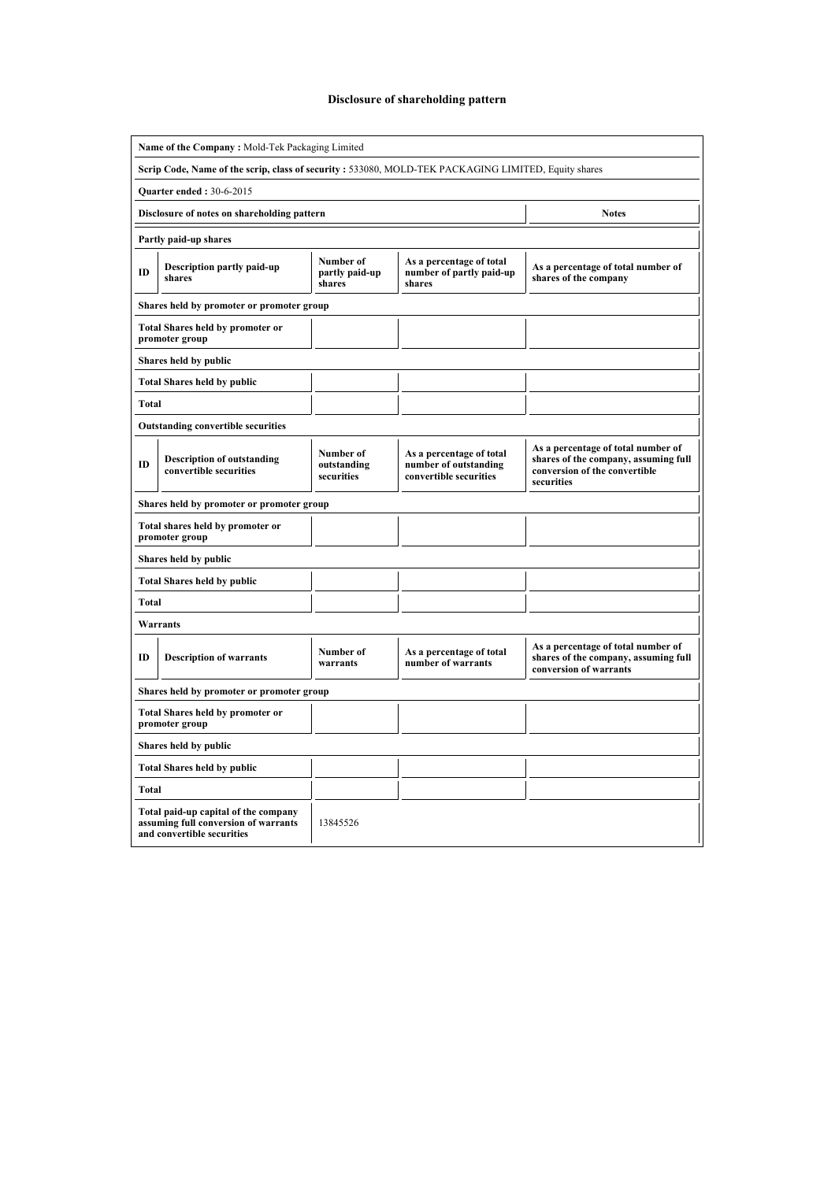# Disclosure of shareholding pattern

| | | | | |
|---|---|---|---|---|
| **Name of the Company :** Mold-Tek Packaging Limited | | | | |
| **Scrip Code, Name of the scrip, class of security :** 533080, MOLD-TEK PACKAGING LIMITED, Equity shares | | | | |
| **Quarter ended :** 30-6-2015 | | | | |
| **Disclosure of notes on shareholding pattern** | | | | **Notes** |
| **Partly paid-up shares** | | | | |
| **ID** | **Description partly paid-up shares** | **Number of partly paid-up shares** | **As a percentage of total number of partly paid-up shares** | **As a percentage of total number of shares of the company** |
| **Shares held by promoter or promoter group** | | | | |
| **Total Shares held by promoter or promoter group** | | | | |
| **Shares held by public** | | | | |
| **Total Shares held by public** | | | | |
| **Total** | | | | |
| **Outstanding convertible securities** | | | | |
| **ID** | **Description of outstanding convertible securities** | **Number of outstanding securities** | **As a percentage of total number of outstanding convertible securities** | **As a percentage of total number of shares of the company, assuming full conversion of the convertible securities** |
| **Shares held by promoter or promoter group** | | | | |
| **Total shares held by promoter or promoter group** | | | | |
| **Shares held by public** | | | | |
| **Total Shares held by public** | | | | |
| **Total** | | | | |
| **Warrants** | | | | |
| **ID** | **Description of warrants** | **Number of warrants** | **As a percentage of total number of warrants** | **As a percentage of total number of shares of the company, assuming full conversion of warrants** |
| **Shares held by promoter or promoter group** | | | | |
| **Total Shares held by promoter or promoter group** | | | | |
| **Shares held by public** | | | | |
| **Total Shares held by public** | | | | |
| **Total** | | | | |
| **Total paid-up capital of the company assuming full conversion of warrants and convertible securities** | | 13845526 | | |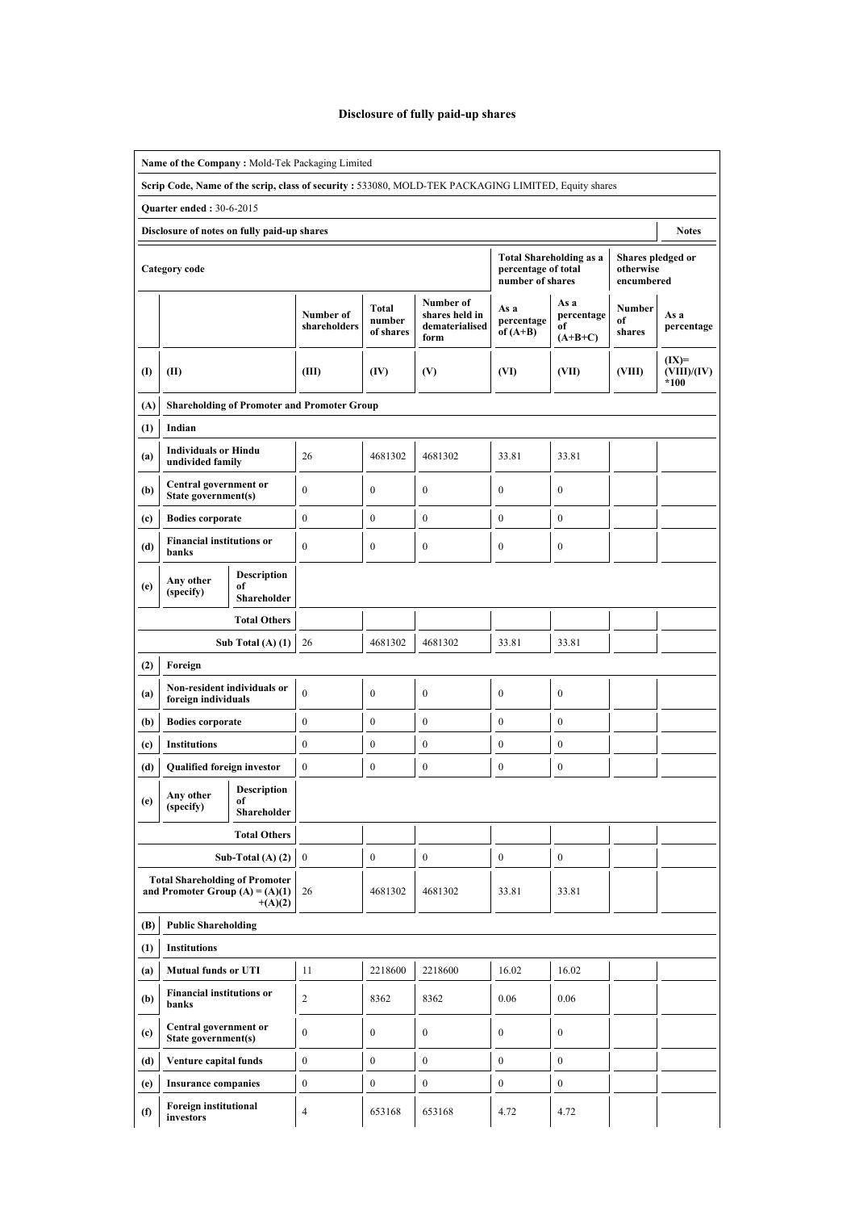# Disclosure of fully paid-up shares

| Name of the Company : Mold-Tek Packaging Limited | | | | | | | | | |
|---|---|---|---|---|---|---|---|---|---|
| **Scrip Code, Name of the scrip, class of security :** 533080, MOLD-TEK PACKAGING LIMITED, Equity shares | | | | | | | | | |
| **Quarter ended :** 30-6-2015 | | | | | | | | | |
| **Disclosure of notes on fully paid-up shares** | | | | | | | | | **Notes** |
| **Category code** | | | | | | **Total Shareholding as a percentage of total number of shares** | | **Shares pledged or otherwise encumbered** | |
| | | | **Number of shareholders** | **Total number of shares** | **Number of shares held in dematerialised form** | **As a percentage of (A+B)** | **As a percentage of (A+B+C)** | **Number of shares** | **As a percentage** |
| **(I)** | **(II)** | | **(III)** | **(IV)** | **(V)** | **(VI)** | **(VII)** | **(VIII)** | **(IX)= (VIII)/(IV) *100** |
| **(A)** | **Shareholding of Promoter and Promoter Group** | | | | | | | | |
| **(1)** | **Indian** | | | | | | | | |
| **(a)** | **Individuals or Hindu undivided family** | | 26 | 4681302 | 4681302 | 33.81 | 33.81 | | |
| **(b)** | **Central government or State government(s)** | | 0 | 0 | 0 | 0 | 0 | | |
| **(c)** | **Bodies corporate** | | 0 | 0 | 0 | 0 | 0 | | |
| **(d)** | **Financial institutions or banks** | | 0 | 0 | 0 | 0 | 0 | | |
| **(e)** | **Any other (specify)** | **Description of Shareholder** | | | | | | | |
| | | **Total Others** | | | | | | | |
| | | **Sub Total (A) (1)** | 26 | 4681302 | 4681302 | 33.81 | 33.81 | | |
| **(2)** | **Foreign** | | | | | | | | |
| **(a)** | **Non-resident individuals or foreign individuals** | | 0 | 0 | 0 | 0 | 0 | | |
| **(b)** | **Bodies corporate** | | 0 | 0 | 0 | 0 | 0 | | |
| **(c)** | **Institutions** | | 0 | 0 | 0 | 0 | 0 | | |
| **(d)** | **Qualified foreign investor** | | 0 | 0 | 0 | 0 | 0 | | |
| **(e)** | **Any other (specify)** | **Description of Shareholder** | | | | | | | |
| | | **Total Others** | | | | | | | |
| | | **Sub-Total (A) (2)** | 0 | 0 | 0 | 0 | 0 | | |
| | | **Total Shareholding of Promoter and Promoter Group (A) = (A)(1) +(A)(2)** | 26 | 4681302 | 4681302 | 33.81 | 33.81 | | |
| **(B)** | **Public Shareholding** | | | | | | | | |
| **(1)** | **Institutions** | | | | | | | | |
| **(a)** | **Mutual funds or UTI** | | 11 | 2218600 | 2218600 | 16.02 | 16.02 | | |
| **(b)** | **Financial institutions or banks** | | 2 | 8362 | 8362 | 0.06 | 0.06 | | |
| **(c)** | **Central government or State government(s)** | | 0 | 0 | 0 | 0 | 0 | | |
| **(d)** | **Venture capital funds** | | 0 | 0 | 0 | 0 | 0 | | |
| **(e)** | **Insurance companies** | | 0 | 0 | 0 | 0 | 0 | | |
| **(f)** | **Foreign institutional investors** | | 4 | 653168 | 653168 | 4.72 | 4.72 | | |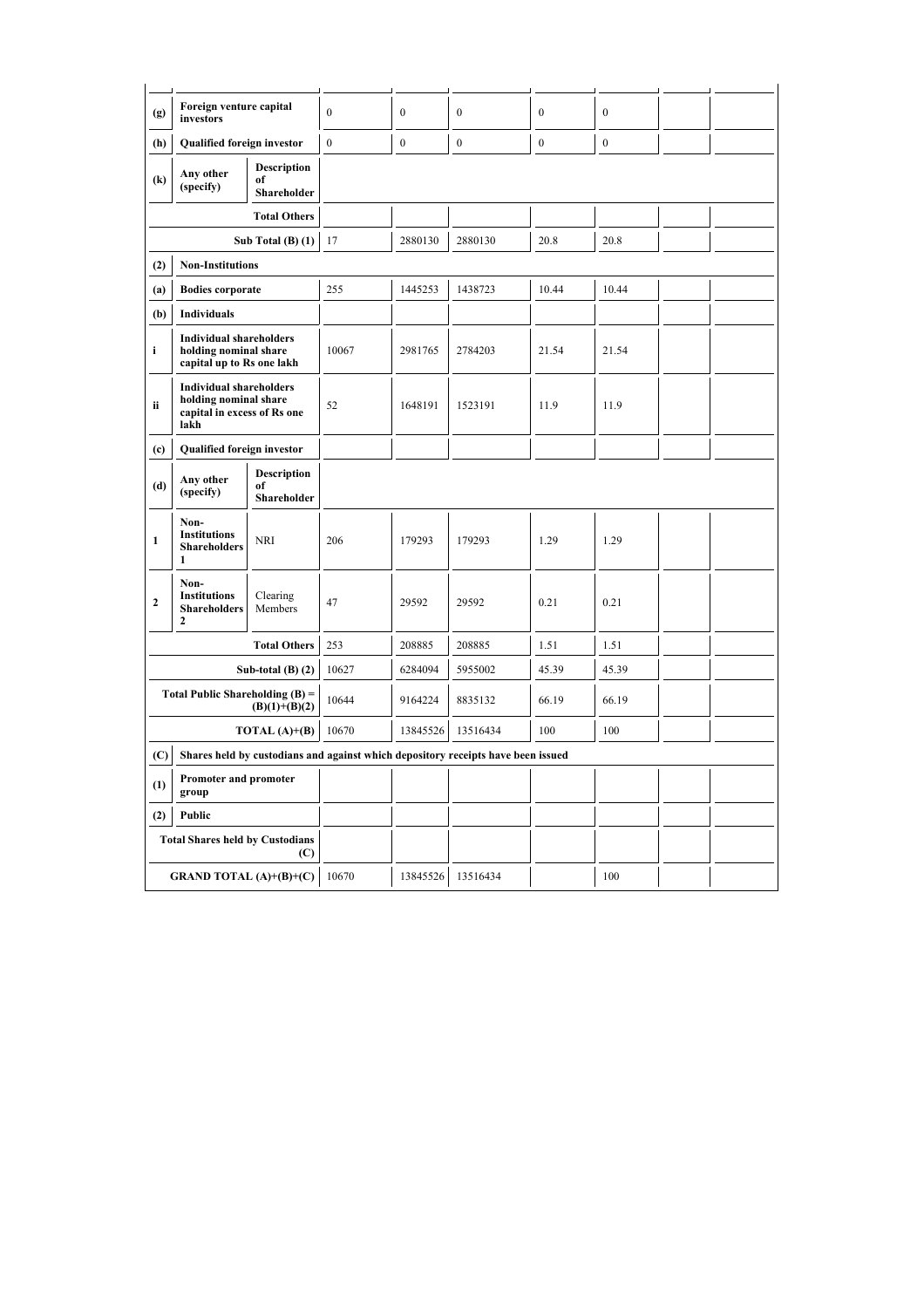| (g) | Foreign venture capital investors | | 0 | 0 | 0 | 0 | 0 | | |
|---|---|---|---|---|---|---|---|---|---|
| (h) | Qualified foreign investor | | 0 | 0 | 0 | 0 | 0 | | |
| (k) | Any other (specify) | Description of Shareholder | | | | | | | |
| | | Total Others | | | | | | | |
| | | Sub Total (B) (1) | 17 | 2880130 | 2880130 | 20.8 | 20.8 | | |
| (2) | Non-Institutions | | | | | | | | |
| (a) | Bodies corporate | | 255 | 1445253 | 1438723 | 10.44 | 10.44 | | |
| (b) | Individuals | | | | | | | | |
| i | Individual shareholders holding nominal share capital up to Rs one lakh | | 10067 | 2981765 | 2784203 | 21.54 | 21.54 | | |
| ii | Individual shareholders holding nominal share capital in excess of Rs one lakh | | 52 | 1648191 | 1523191 | 11.9 | 11.9 | | |
| (c) | Qualified foreign investor | | | | | | | | |
| (d) | Any other (specify) | Description of Shareholder | | | | | | | |
| 1 | Non-Institutions Shareholders 1 | NRI | 206 | 179293 | 179293 | 1.29 | 1.29 | | |
| 2 | Non-Institutions Shareholders 2 | Clearing Members | 47 | 29592 | 29592 | 0.21 | 0.21 | | |
| | | Total Others | 253 | 208885 | 208885 | 1.51 | 1.51 | | |
| | | Sub-total (B) (2) | 10627 | 6284094 | 5955002 | 45.39 | 45.39 | | |
| | | Total Public Shareholding (B) = (B)(1)+(B)(2) | 10644 | 9164224 | 8835132 | 66.19 | 66.19 | | |
| | | TOTAL (A)+(B) | 10670 | 13845526 | 13516434 | 100 | 100 | | |
| (C) | Shares held by custodians and against which depository receipts have been issued | | | | | | | | |
| (1) | Promoter and promoter group | | | | | | | | |
| (2) | Public | | | | | | | | |
| | | Total Shares held by Custodians (C) | | | | | | | |
| | | GRAND TOTAL (A)+(B)+(C) | 10670 | 13845526 | 13516434 | | 100 | | |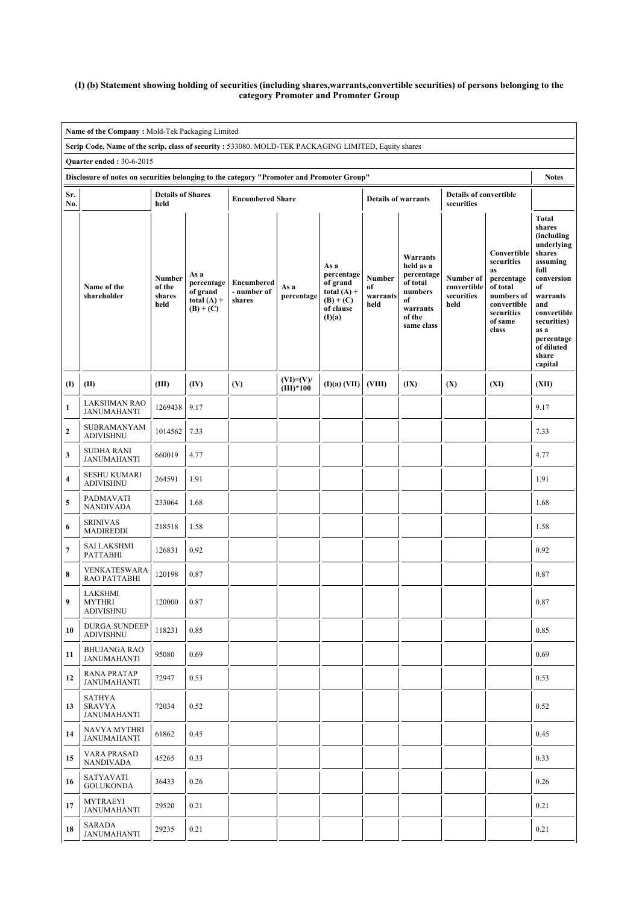**(I) (b) Statement showing holding of securities (including shares,warrants,convertible securities) of persons belonging to the category Promoter and Promoter Group**

| Name of the Company : Mold-Tek Packaging Limited | | | | | | | | | | | |
|---|---|---|---|---|---|---|---|---|---|---|---|
| Scrip Code, Name of the scrip, class of security : 533080, MOLD-TEK PACKAGING LIMITED, Equity shares | | | | | | | | | | | |
| Quarter ended : 30-6-2015 | | | | | | | | | | | |
| Disclosure of notes on securities belonging to the category "Promoter and Promoter Group" | | | | | | | | | | | Notes |
| Sr. No. | | Details of Shares held | | Encumbered Share | | | Details of warrants | | Details of convertible securities | | |
| | Name of the shareholder | Number of the shares held | As a percentage of grand total (A) + (B) + (C) | Encumbered - number of shares | As a percentage | As a percentage of grand total (A) + (B) + (C) of clause (I)(a) | Number of warrants held | Warrants held as a percentage of total numbers of warrants of the same class | Number of convertible securities held | Convertible securities as percentage of total numbers of convertible securities of same class | Total shares (including underlying shares assuming full conversion of warrants and convertible securities) as a percentage of diluted share capital |
| (I) | (II) | (III) | (IV) | (V) | (VI)=(V)/(III)*100 | (I)(a) (VII) | (VIII) | (IX) | (X) | (XI) | (XII) |
| 1 | LAKSHMAN RAO JANUMAHANTI | 1269438 | 9.17 | | | | | | | | 9.17 |
| 2 | SUBRAMANYAM ADIVISHNU | 1014562 | 7.33 | | | | | | | | 7.33 |
| 3 | SUDHA RANI JANUMAHANTI | 660019 | 4.77 | | | | | | | | 4.77 |
| 4 | SESHU KUMARI ADIVISHNU | 264591 | 1.91 | | | | | | | | 1.91 |
| 5 | PADMAVATI NANDIVADA | 233064 | 1.68 | | | | | | | | 1.68 |
| 6 | SRINIVAS MADIREDDI | 218518 | 1.58 | | | | | | | | 1.58 |
| 7 | SAI LAKSHMI PATTABHI | 126831 | 0.92 | | | | | | | | 0.92 |
| 8 | VENKATESWARA RAO PATTABHI | 120198 | 0.87 | | | | | | | | 0.87 |
| 9 | LAKSHMI MYTHRI ADIVISHNU | 120000 | 0.87 | | | | | | | | 0.87 |
| 10 | DURGA SUNDEEP ADIVISHNU | 118231 | 0.85 | | | | | | | | 0.85 |
| 11 | BHUJANGA RAO JANUMAHANTI | 95080 | 0.69 | | | | | | | | 0.69 |
| 12 | RANA PRATAP JANUMAHANTI | 72947 | 0.53 | | | | | | | | 0.53 |
| 13 | SATHYA SRAVYA JANUMAHANTI | 72034 | 0.52 | | | | | | | | 0.52 |
| 14 | NAVYA MYTHRI JANUMAHANTI | 61862 | 0.45 | | | | | | | | 0.45 |
| 15 | VARA PRASAD NANDIVADA | 45265 | 0.33 | | | | | | | | 0.33 |
| 16 | SATYAVATI GOLUKONDA | 36433 | 0.26 | | | | | | | | 0.26 |
| 17 | MYTRAEYI JANUMAHANTI | 29520 | 0.21 | | | | | | | | 0.21 |
| 18 | SARADA JANUMAHANTI | 29235 | 0.21 | | | | | | | | 0.21 |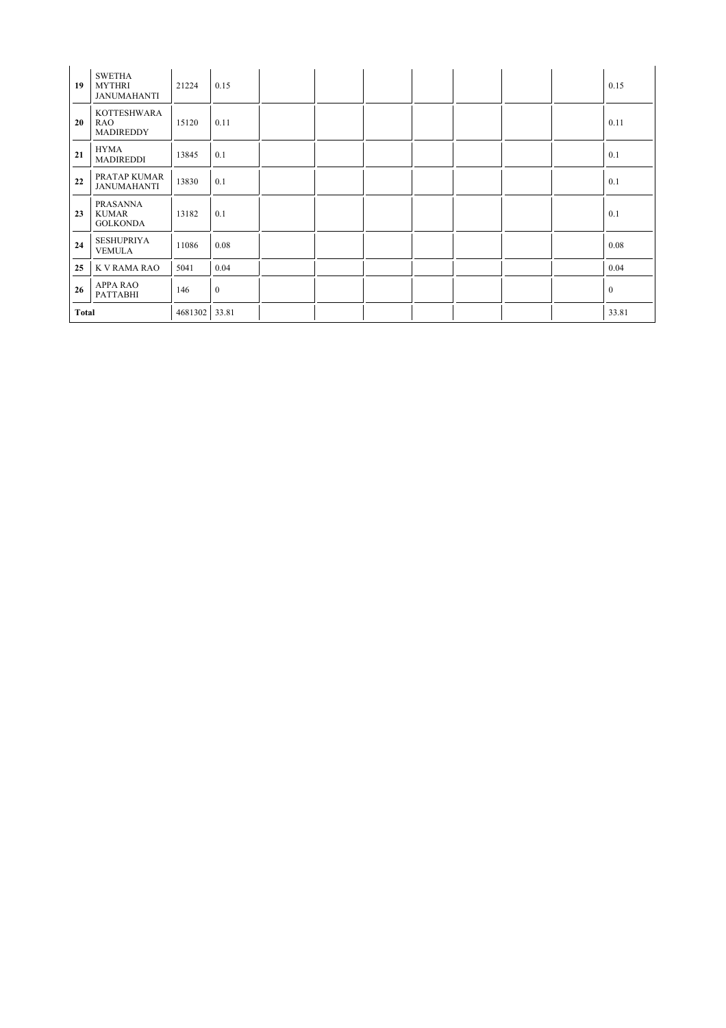| | | | | | | | | | | | |
|---|---|---|---|---|---|---|---|---|---|---|---|
| 19 | SWETHA MYTHRI JANUMAHANTI | 21224 | 0.15 | | | | | | | | 0.15 |
| 20 | KOTTESHWARA RAO MADIREDDY | 15120 | 0.11 | | | | | | | | 0.11 |
| 21 | HYMA MADIREDDI | 13845 | 0.1 | | | | | | | | 0.1 |
| 22 | PRATAP KUMAR JANUMAHANTI | 13830 | 0.1 | | | | | | | | 0.1 |
| 23 | PRASANNA KUMAR GOLKONDA | 13182 | 0.1 | | | | | | | | 0.1 |
| 24 | SESHUPRIYA VEMULA | 11086 | 0.08 | | | | | | | | 0.08 |
| 25 | K V RAMA RAO | 5041 | 0.04 | | | | | | | | 0.04 |
| 26 | APPA RAO PATTABHI | 146 | 0 | | | | | | | | 0 |
| Total | | 4681302 | 33.81 | | | | | | | | 33.81 |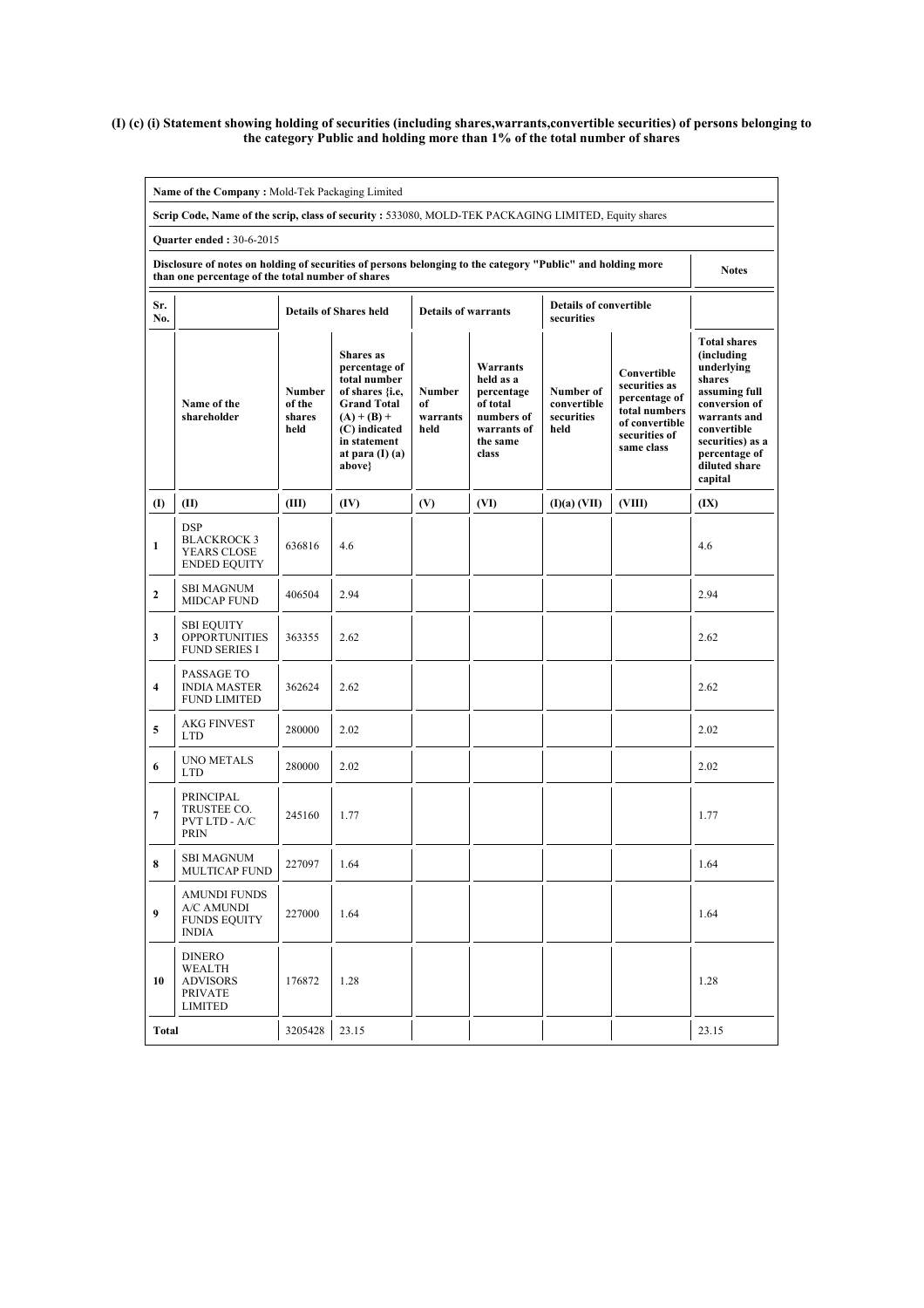**(I) (c) (i) Statement showing holding of securities (including shares,warrants,convertible securities) of persons belonging to the category Public and holding more than 1% of the total number of shares**

**Name of the Company :** Mold-Tek Packaging Limited

**Scrip Code, Name of the scrip, class of security :** 533080, MOLD-TEK PACKAGING LIMITED, Equity shares

**Quarter ended :** 30-6-2015

| **Disclosure of notes on holding of securities of persons belonging to the category "Public" and holding more than one percentage of the total number of shares** | **Notes** |
|---|---|

| Sr. No. | | Details of Shares held | | Details of warrants | | Details of convertible securities | | |
|---|---|---|---|---|---|---|---|---|
| | Name of the shareholder | Number of the shares held | Shares as percentage of total number of shares {i.e, Grand Total (A) + (B) + (C) indicated in statement at para (I) (a) above} | Number of warrants held | Warrants held as a percentage of total numbers of warrants of the same class | Number of convertible securities held | Convertible securities as percentage of total numbers of convertible securities of same class | Total shares (including underlying shares assuming full conversion of warrants and convertible securities) as a percentage of diluted share capital |
| (I) | (II) | (III) | (IV) | (V) | (VI) | (I)(a) (VII) | (VIII) | (IX) |
| 1 | DSP BLACKROCK 3 YEARS CLOSE ENDED EQUITY | 636816 | 4.6 | | | | | 4.6 |
| 2 | SBI MAGNUM MIDCAP FUND | 406504 | 2.94 | | | | | 2.94 |
| 3 | SBI EQUITY OPPORTUNITIES FUND SERIES I | 363355 | 2.62 | | | | | 2.62 |
| 4 | PASSAGE TO INDIA MASTER FUND LIMITED | 362624 | 2.62 | | | | | 2.62 |
| 5 | AKG FINVEST LTD | 280000 | 2.02 | | | | | 2.02 |
| 6 | UNO METALS LTD | 280000 | 2.02 | | | | | 2.02 |
| 7 | PRINCIPAL TRUSTEE CO. PVT LTD - A/C PRIN | 245160 | 1.77 | | | | | 1.77 |
| 8 | SBI MAGNUM MULTICAP FUND | 227097 | 1.64 | | | | | 1.64 |
| 9 | AMUNDI FUNDS A/C AMUNDI FUNDS EQUITY INDIA | 227000 | 1.64 | | | | | 1.64 |
| 10 | DINERO WEALTH ADVISORS PRIVATE LIMITED | 176872 | 1.28 | | | | | 1.28 |
| Total | | 3205428 | 23.15 | | | | | 23.15 |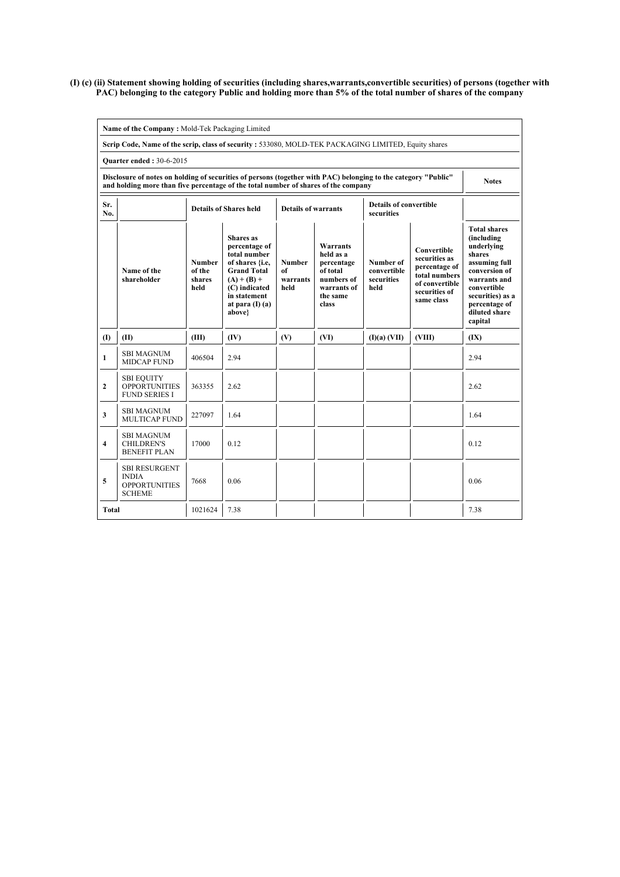**(I) (c) (ii) Statement showing holding of securities (including shares,warrants,convertible securities) of persons (together with PAC) belonging to the category Public and holding more than 5% of the total number of shares of the company**

| | | | | | | | | |
|---|---|---|---|---|---|---|---|---|
| **Name of the Company :** Mold-Tek Packaging Limited | | | | | | | | |
| **Scrip Code, Name of the scrip, class of security :** 533080, MOLD-TEK PACKAGING LIMITED, Equity shares | | | | | | | | |
| **Quarter ended :** 30-6-2015 | | | | | | | | |
| **Disclosure of notes on holding of securities of persons (together with PAC) belonging to the category "Public" and holding more than five percentage of the total number of shares of the company** | | | | | | | | **Notes** |
| **Sr. No.** | | **Details of Shares held** | | **Details of warrants** | | **Details of convertible securities** | | |
| | **Name of the shareholder** | **Number of the shares held** | **Shares as percentage of total number of shares {i.e, Grand Total (A) + (B) + (C) indicated in statement at para (I) (a) above}** | **Number of warrants held** | **Warrants held as a percentage of total numbers of warrants of the same class** | **Number of convertible securities held** | **Convertible securities as percentage of total numbers of convertible securities of same class** | **Total shares (including underlying shares assuming full conversion of warrants and convertible securities) as a percentage of diluted share capital** |
| **(I)** | **(II)** | **(III)** | **(IV)** | **(V)** | **(VI)** | **(I)(a) (VII)** | **(VIII)** | **(IX)** |
| **1** | SBI MAGNUM MIDCAP FUND | 406504 | 2.94 | | | | | 2.94 |
| **2** | SBI EQUITY OPPORTUNITIES FUND SERIES I | 363355 | 2.62 | | | | | 2.62 |
| **3** | SBI MAGNUM MULTICAP FUND | 227097 | 1.64 | | | | | 1.64 |
| **4** | SBI MAGNUM CHILDREN'S BENEFIT PLAN | 17000 | 0.12 | | | | | 0.12 |
| **5** | SBI RESURGENT INDIA OPPORTUNITIES SCHEME | 7668 | 0.06 | | | | | 0.06 |
| **Total** | | 1021624 | 7.38 | | | | | 7.38 |